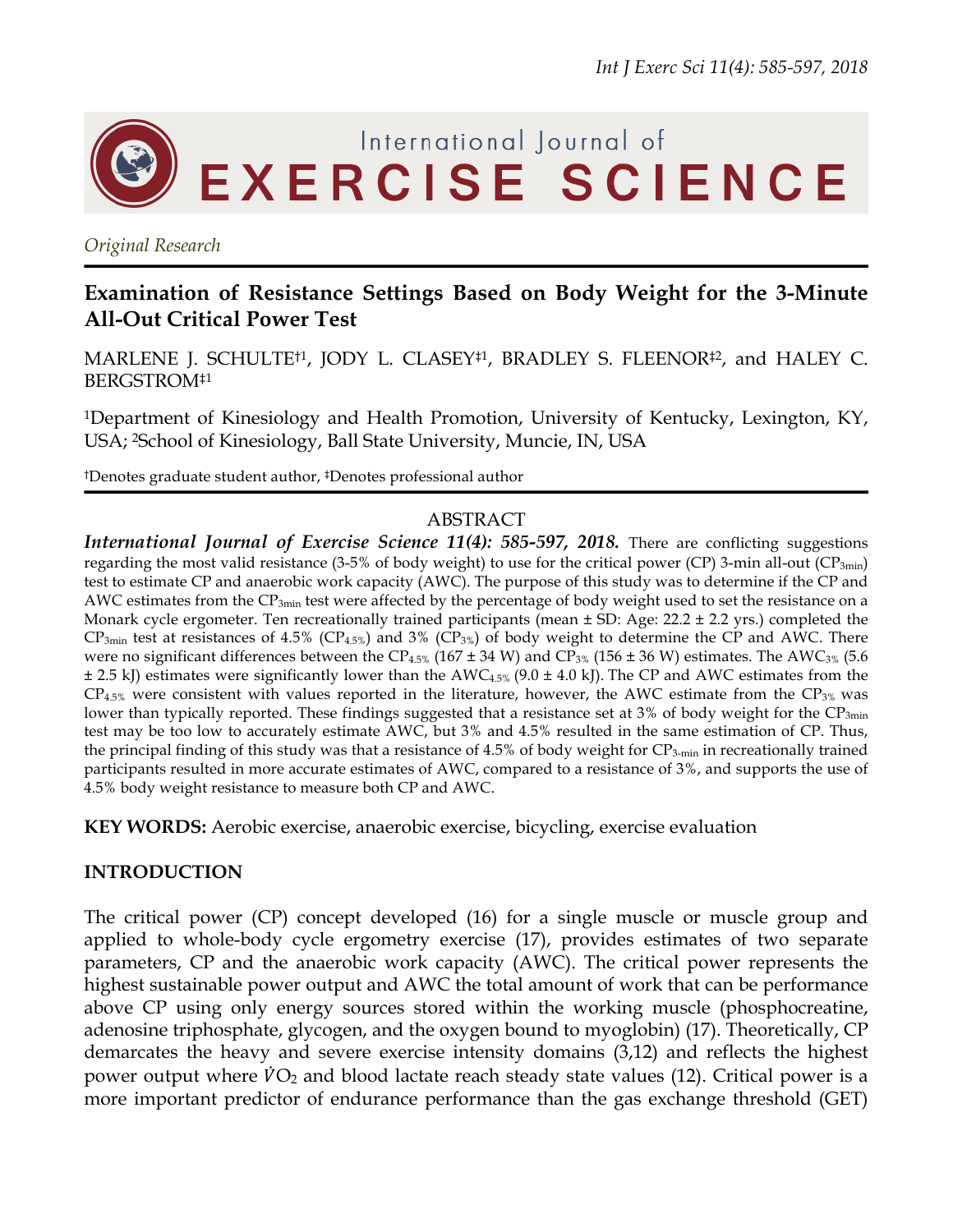*Original Research*

# Examination of Resistance Settings Based on Body Weight for the 3-Minute All-Out Critical Power Test

MARLENE J. SCHULTE†[1], JODY L. CLASEY‡[1], BRADLEY S. FLEENOR‡[2], and HALEY C. BERGSTROM‡[1]

[1]Department of Kinesiology and Health Promotion, University of Kentucky, Lexington, KY, USA; [2]School of Kinesiology, Ball State University, Muncie, IN, USA

†Denotes graduate student author, ‡Denotes professional author

## ABSTRACT

***International Journal of Exercise Science 11(4): 585-597, 2018.*** There are conflicting suggestions regarding the most valid resistance (3-5% of body weight) to use for the critical power (CP) 3-min all-out ($CP_{3min}$) test to estimate CP and anaerobic work capacity (AWC). The purpose of this study was to determine if the CP and AWC estimates from the $CP_{3min}$ test were affected by the percentage of body weight used to set the resistance on a Monark cycle ergometer. Ten recreationally trained participants (mean ± SD: Age: 22.2 ± 2.2 yrs.) completed the $CP_{3min}$ test at resistances of 4.5% ($CP_{4.5\%}$) and 3% ($CP_{3\%}$) of body weight to determine the CP and AWC. There were no significant differences between the $CP_{4.5\%}$ (167 ± 34 W) and $CP_{3\%}$ (156 ± 36 W) estimates. The $AWC_{3\%}$ (5.6 ± 2.5 kJ) estimates were significantly lower than the $AWC_{4.5\%}$ (9.0 ± 4.0 kJ). The CP and AWC estimates from the $CP_{4.5\%}$ were consistent with values reported in the literature, however, the AWC estimate from the $CP_{3\%}$ was lower than typically reported. These findings suggested that a resistance set at 3% of body weight for the $CP_{3min}$ test may be too low to accurately estimate AWC, but 3% and 4.5% resulted in the same estimation of CP. Thus, the principal finding of this study was that a resistance of 4.5% of body weight for $CP_{3\text{-}min}$ in recreationally trained participants resulted in more accurate estimates of AWC, compared to a resistance of 3%, and supports the use of 4.5% body weight resistance to measure both CP and AWC.

**KEY WORDS:** Aerobic exercise, anaerobic exercise, bicycling, exercise evaluation

## INTRODUCTION

The critical power (CP) concept developed (16) for a single muscle or muscle group and applied to whole-body cycle ergometry exercise (17), provides estimates of two separate parameters, CP and the anaerobic work capacity (AWC). The critical power represents the highest sustainable power output and AWC the total amount of work that can be performance above CP using only energy sources stored within the working muscle (phosphocreatine, adenosine triphosphate, glycogen, and the oxygen bound to myoglobin) (17). Theoretically, CP demarcates the heavy and severe exercise intensity domains (3,12) and reflects the highest power output where $\dot{V}O_2$ and blood lactate reach steady state values (12). Critical power is a more important predictor of endurance performance than the gas exchange threshold (GET)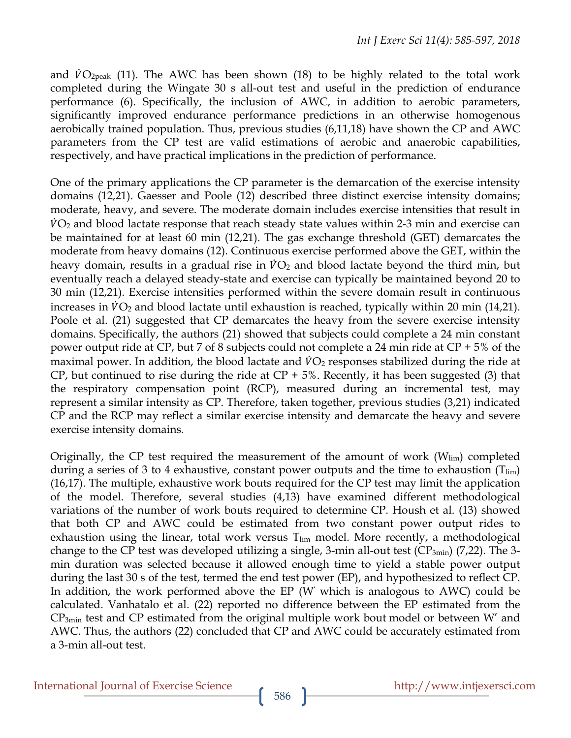and $\dot{V}O_{2peak}$ (11). The AWC has been shown (18) to be highly related to the total work completed during the Wingate 30 s all-out test and useful in the prediction of endurance performance (6). Specifically, the inclusion of AWC, in addition to aerobic parameters, significantly improved endurance performance predictions in an otherwise homogenous aerobically trained population. Thus, previous studies (6,11,18) have shown the CP and AWC parameters from the CP test are valid estimations of aerobic and anaerobic capabilities, respectively, and have practical implications in the prediction of performance.

One of the primary applications the CP parameter is the demarcation of the exercise intensity domains (12,21). Gaesser and Poole (12) described three distinct exercise intensity domains; moderate, heavy, and severe. The moderate domain includes exercise intensities that result in $\dot{V}O_2$ and blood lactate response that reach steady state values within 2-3 min and exercise can be maintained for at least 60 min (12,21). The gas exchange threshold (GET) demarcates the moderate from heavy domains (12). Continuous exercise performed above the GET, within the heavy domain, results in a gradual rise in $\dot{V}O_2$ and blood lactate beyond the third min, but eventually reach a delayed steady-state and exercise can typically be maintained beyond 20 to 30 min (12,21). Exercise intensities performed within the severe domain result in continuous increases in $\dot{V}O_2$ and blood lactate until exhaustion is reached, typically within 20 min (14,21). Poole et al. (21) suggested that CP demarcates the heavy from the severe exercise intensity domains. Specifically, the authors (21) showed that subjects could complete a 24 min constant power output ride at CP, but 7 of 8 subjects could not complete a 24 min ride at CP + 5% of the maximal power. In addition, the blood lactate and $\dot{V}O_2$ responses stabilized during the ride at CP, but continued to rise during the ride at CP + 5%. Recently, it has been suggested (3) that the respiratory compensation point (RCP), measured during an incremental test, may represent a similar intensity as CP. Therefore, taken together, previous studies (3,21) indicated CP and the RCP may reflect a similar exercise intensity and demarcate the heavy and severe exercise intensity domains.

Originally, the CP test required the measurement of the amount of work ($W_{lim}$) completed during a series of 3 to 4 exhaustive, constant power outputs and the time to exhaustion ($T_{lim}$) (16,17). The multiple, exhaustive work bouts required for the CP test may limit the application of the model. Therefore, several studies (4,13) have examined different methodological variations of the number of work bouts required to determine CP. Housh et al. (13) showed that both CP and AWC could be estimated from two constant power output rides to exhaustion using the linear, total work versus $T_{lim}$ model. More recently, a methodological change to the CP test was developed utilizing a single, 3-min all-out test ($CP_{3min}$) (7,22). The 3-min duration was selected because it allowed enough time to yield a stable power output during the last 30 s of the test, termed the end test power (EP), and hypothesized to reflect CP. In addition, the work performed above the EP (W′ which is analogous to AWC) could be calculated. Vanhatalo et al. (22) reported no difference between the EP estimated from the $CP_{3min}$ test and CP estimated from the original multiple work bout model or between W′ and AWC. Thus, the authors (22) concluded that CP and AWC could be accurately estimated from a 3-min all-out test.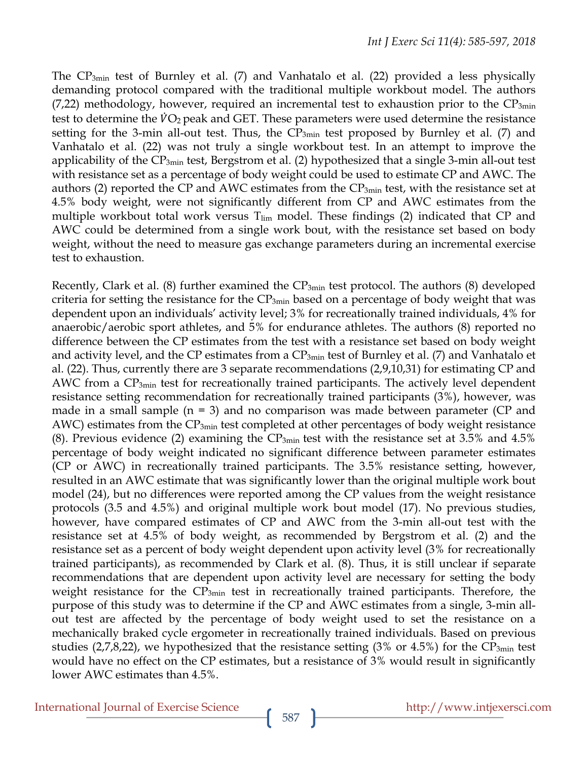The $CP_{3min}$ test of Burnley et al. (7) and Vanhatalo et al. (22) provided a less physically demanding protocol compared with the traditional multiple workbout model. The authors (7,22) methodology, however, required an incremental test to exhaustion prior to the $CP_{3min}$ test to determine the $\dot{V}O_2$ peak and GET. These parameters were used determine the resistance setting for the 3-min all-out test. Thus, the $CP_{3min}$ test proposed by Burnley et al. (7) and Vanhatalo et al. (22) was not truly a single workbout test. In an attempt to improve the applicability of the $CP_{3min}$ test, Bergstrom et al. (2) hypothesized that a single 3-min all-out test with resistance set as a percentage of body weight could be used to estimate CP and AWC. The authors (2) reported the CP and AWC estimates from the $CP_{3min}$ test, with the resistance set at 4.5% body weight, were not significantly different from CP and AWC estimates from the multiple workbout total work versus $T_{lim}$ model. These findings (2) indicated that CP and AWC could be determined from a single work bout, with the resistance set based on body weight, without the need to measure gas exchange parameters during an incremental exercise test to exhaustion.

Recently, Clark et al. (8) further examined the $CP_{3min}$ test protocol. The authors (8) developed criteria for setting the resistance for the $CP_{3min}$ based on a percentage of body weight that was dependent upon an individuals' activity level; 3% for recreationally trained individuals, 4% for anaerobic/aerobic sport athletes, and 5% for endurance athletes. The authors (8) reported no difference between the CP estimates from the test with a resistance set based on body weight and activity level, and the CP estimates from a $CP_{3min}$ test of Burnley et al. (7) and Vanhatalo et al. (22). Thus, currently there are 3 separate recommendations (2,9,10,31) for estimating CP and AWC from a $CP_{3min}$ test for recreationally trained participants. The actively level dependent resistance setting recommendation for recreationally trained participants (3%), however, was made in a small sample (n = 3) and no comparison was made between parameter (CP and AWC) estimates from the $CP_{3min}$ test completed at other percentages of body weight resistance (8). Previous evidence (2) examining the $CP_{3min}$ test with the resistance set at 3.5% and 4.5% percentage of body weight indicated no significant difference between parameter estimates (CP or AWC) in recreationally trained participants. The 3.5% resistance setting, however, resulted in an AWC estimate that was significantly lower than the original multiple work bout model (24), but no differences were reported among the CP values from the weight resistance protocols (3.5 and 4.5%) and original multiple work bout model (17). No previous studies, however, have compared estimates of CP and AWC from the 3-min all-out test with the resistance set at 4.5% of body weight, as recommended by Bergstrom et al. (2) and the resistance set as a percent of body weight dependent upon activity level (3% for recreationally trained participants), as recommended by Clark et al. (8). Thus, it is still unclear if separate recommendations that are dependent upon activity level are necessary for setting the body weight resistance for the $CP_{3min}$ test in recreationally trained participants. Therefore, the purpose of this study was to determine if the CP and AWC estimates from a single, 3-min all-out test are affected by the percentage of body weight used to set the resistance on a mechanically braked cycle ergometer in recreationally trained individuals. Based on previous studies (2,7,8,22), we hypothesized that the resistance setting (3% or 4.5%) for the $CP_{3min}$ test would have no effect on the CP estimates, but a resistance of 3% would result in significantly lower AWC estimates than 4.5%.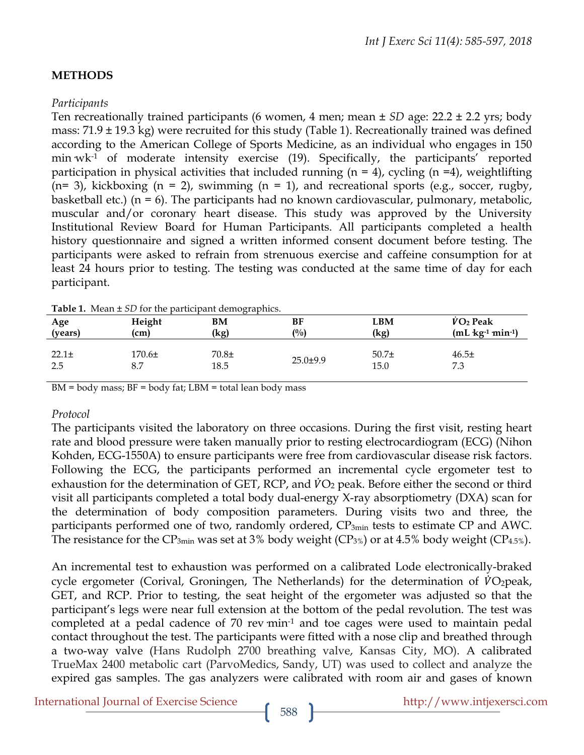## METHODS

*Participants*

Ten recreationally trained participants (6 women, 4 men; mean ± *SD* age: 22.2 ± 2.2 yrs; body mass: 71.9 ± 19.3 kg) were recruited for this study (Table 1). Recreationally trained was defined according to the American College of Sports Medicine, as an individual who engages in 150 min·wk$^{-1}$ of moderate intensity exercise (19). Specifically, the participants' reported participation in physical activities that included running (n = 4), cycling (n =4), weightlifting (n= 3), kickboxing (n = 2), swimming (n = 1), and recreational sports (e.g., soccer, rugby, basketball etc.) (n = 6). The participants had no known cardiovascular, pulmonary, metabolic, muscular and/or coronary heart disease. This study was approved by the University Institutional Review Board for Human Participants. All participants completed a health history questionnaire and signed a written informed consent document before testing. The participants were asked to refrain from strenuous exercise and caffeine consumption for at least 24 hours prior to testing. The testing was conducted at the same time of day for each participant.

**Table 1.** Mean ± *SD* for the participant demographics.

| Age (years) | Height (cm) | BM (kg) | BF (%) | LBM (kg) | $\dot{V}O_2$ Peak (mL·kg$^{-1}$·min$^{-1}$) |
|---|---|---|---|---|---|
| 22.1± 2.5 | 170.6± 8.7 | 70.8± 18.5 | 25.0±9.9 | 50.7± 15.0 | 46.5± 7.3 |

BM = body mass; BF = body fat; LBM = total lean body mass

*Protocol*

The participants visited the laboratory on three occasions. During the first visit, resting heart rate and blood pressure were taken manually prior to resting electrocardiogram (ECG) (Nihon Kohden, ECG-1550A) to ensure participants were free from cardiovascular disease risk factors. Following the ECG, the participants performed an incremental cycle ergometer test to exhaustion for the determination of GET, RCP, and $\dot{V}O_2$ peak. Before either the second or third visit all participants completed a total body dual-energy X-ray absorptiometry (DXA) scan for the determination of body composition parameters. During visits two and three, the participants performed one of two, randomly ordered, $CP_{3min}$ tests to estimate CP and AWC. The resistance for the $CP_{3min}$ was set at 3% body weight ($CP_{3\%}$) or at 4.5% body weight ($CP_{4.5\%}$).

An incremental test to exhaustion was performed on a calibrated Lode electronically-braked cycle ergometer (Corival, Groningen, The Netherlands) for the determination of $\dot{V}O_2$peak, GET, and RCP. Prior to testing, the seat height of the ergometer was adjusted so that the participant's legs were near full extension at the bottom of the pedal revolution. The test was completed at a pedal cadence of 70 rev·min$^{-1}$ and toe cages were used to maintain pedal contact throughout the test. The participants were fitted with a nose clip and breathed through a two-way valve (Hans Rudolph 2700 breathing valve, Kansas City, MO). A calibrated TrueMax 2400 metabolic cart (ParvoMedics, Sandy, UT) was used to collect and analyze the expired gas samples. The gas analyzers were calibrated with room air and gases of known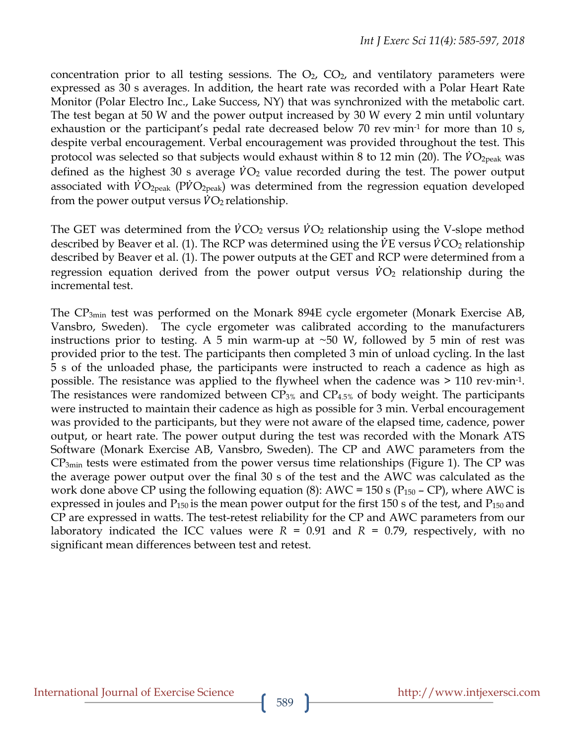concentration prior to all testing sessions. The $O_2$, $CO_2$, and ventilatory parameters were expressed as 30 s averages. In addition, the heart rate was recorded with a Polar Heart Rate Monitor (Polar Electro Inc., Lake Success, NY) that was synchronized with the metabolic cart. The test began at 50 W and the power output increased by 30 W every 2 min until voluntary exhaustion or the participant's pedal rate decreased below 70 rev·min$^{-1}$ for more than 10 s, despite verbal encouragement. Verbal encouragement was provided throughout the test. This protocol was selected so that subjects would exhaust within 8 to 12 min (20). The $\dot{V}O_{2peak}$ was defined as the highest 30 s average $\dot{V}O_2$ value recorded during the test. The power output associated with $\dot{V}O_{2peak}$ ($P\dot{V}O_{2peak}$) was determined from the regression equation developed from the power output versus $\dot{V}O_2$ relationship.

The GET was determined from the $\dot{V}CO_2$ versus $\dot{V}O_2$ relationship using the V-slope method described by Beaver et al. (1). The RCP was determined using the $\dot{V}E$ versus $\dot{V}CO_2$ relationship described by Beaver et al. (1). The power outputs at the GET and RCP were determined from a regression equation derived from the power output versus $\dot{V}O_2$ relationship during the incremental test.

The $CP_{3min}$ test was performed on the Monark 894E cycle ergometer (Monark Exercise AB, Vansbro, Sweden). The cycle ergometer was calibrated according to the manufacturers instructions prior to testing. A 5 min warm-up at ~50 W, followed by 5 min of rest was provided prior to the test. The participants then completed 3 min of unload cycling. In the last 5 s of the unloaded phase, the participants were instructed to reach a cadence as high as possible. The resistance was applied to the flywheel when the cadence was > 110 rev·min$^{-1}$. The resistances were randomized between $CP_{3\%}$ and $CP_{4.5\%}$ of body weight. The participants were instructed to maintain their cadence as high as possible for 3 min. Verbal encouragement was provided to the participants, but they were not aware of the elapsed time, cadence, power output, or heart rate. The power output during the test was recorded with the Monark ATS Software (Monark Exercise AB, Vansbro, Sweden). The CP and AWC parameters from the $CP_{3min}$ tests were estimated from the power versus time relationships (Figure 1). The CP was the average power output over the final 30 s of the test and the AWC was calculated as the work done above CP using the following equation (8): $AWC = 150\ s\ (P_{150} - CP)$, where AWC is expressed in joules and $P_{150}$ is the mean power output for the first 150 s of the test, and $P_{150}$ and CP are expressed in watts. The test-retest reliability for the CP and AWC parameters from our laboratory indicated the ICC values were $R = 0.91$ and $R = 0.79$, respectively, with no significant mean differences between test and retest.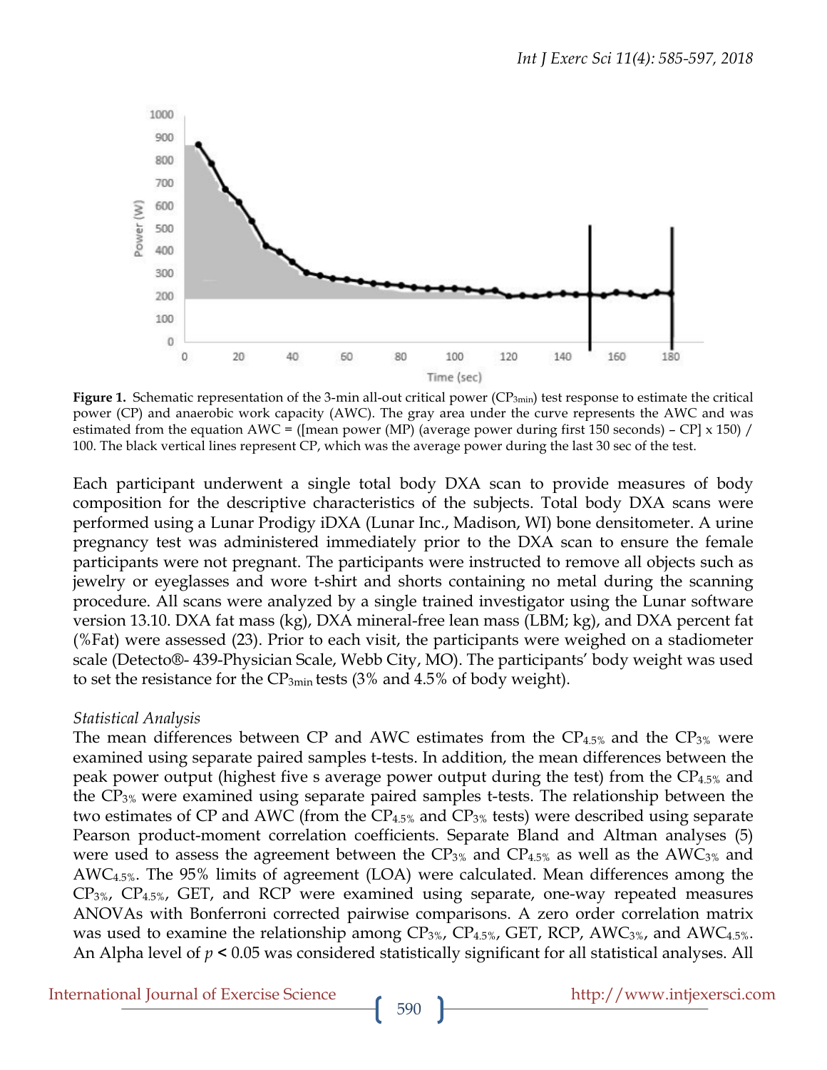**Figure 1.** Schematic representation of the 3-min all-out critical power ($CP_{3min}$) test response to estimate the critical power (CP) and anaerobic work capacity (AWC). The gray area under the curve represents the AWC and was estimated from the equation AWC = ([mean power (MP) (average power during first 150 seconds) – CP] x 150) / 100. The black vertical lines represent CP, which was the average power during the last 30 sec of the test.

Each participant underwent a single total body DXA scan to provide measures of body composition for the descriptive characteristics of the subjects. Total body DXA scans were performed using a Lunar Prodigy iDXA (Lunar Inc., Madison, WI) bone densitometer. A urine pregnancy test was administered immediately prior to the DXA scan to ensure the female participants were not pregnant. The participants were instructed to remove all objects such as jewelry or eyeglasses and wore t-shirt and shorts containing no metal during the scanning procedure. All scans were analyzed by a single trained investigator using the Lunar software version 13.10. DXA fat mass (kg), DXA mineral-free lean mass (LBM; kg), and DXA percent fat (%Fat) were assessed (23). Prior to each visit, the participants were weighed on a stadiometer scale (Detecto®- 439-Physician Scale, Webb City, MO). The participants' body weight was used to set the resistance for the $CP_{3min}$ tests (3% and 4.5% of body weight).

*Statistical Analysis*

The mean differences between CP and AWC estimates from the $CP_{4.5\%}$ and the $CP_{3\%}$ were examined using separate paired samples t-tests. In addition, the mean differences between the peak power output (highest five s average power output during the test) from the $CP_{4.5\%}$ and the $CP_{3\%}$ were examined using separate paired samples t-tests. The relationship between the two estimates of CP and AWC (from the $CP_{4.5\%}$ and $CP_{3\%}$ tests) were described using separate Pearson product-moment correlation coefficients. Separate Bland and Altman analyses (5) were used to assess the agreement between the $CP_{3\%}$ and $CP_{4.5\%}$ as well as the $AWC_{3\%}$ and $AWC_{4.5\%}$. The 95% limits of agreement (LOA) were calculated. Mean differences among the $CP_{3\%}$, $CP_{4.5\%}$, GET, and RCP were examined using separate, one-way repeated measures ANOVAs with Bonferroni corrected pairwise comparisons. A zero order correlation matrix was used to examine the relationship among $CP_{3\%}$, $CP_{4.5\%}$, GET, RCP, $AWC_{3\%}$, and $AWC_{4.5\%}$. An Alpha level of $p < 0.05$ was considered statistically significant for all statistical analyses. All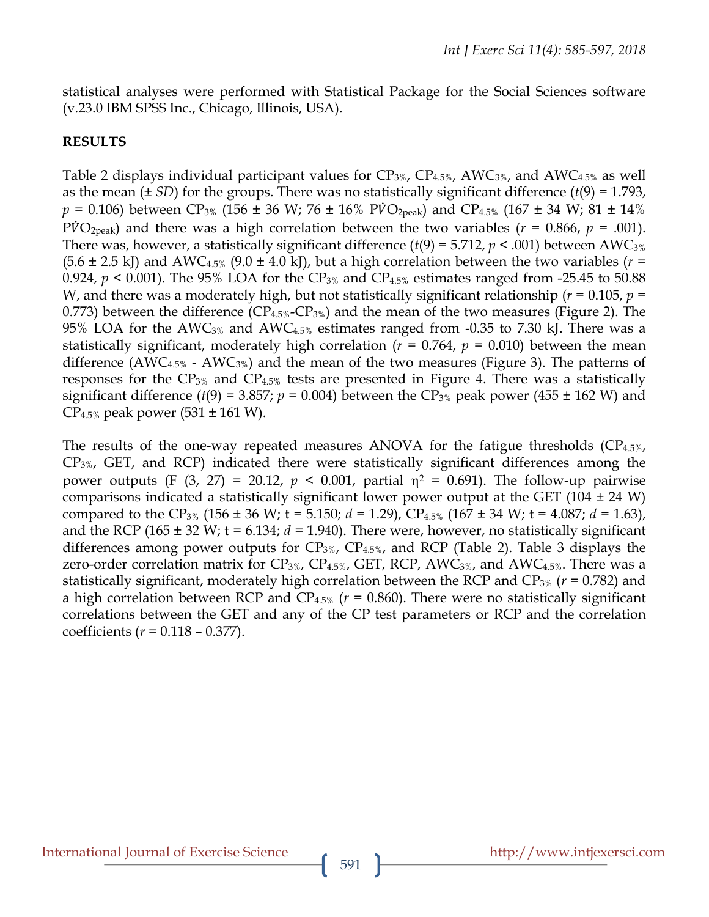statistical analyses were performed with Statistical Package for the Social Sciences software (v.23.0 IBM SPSS Inc., Chicago, Illinois, USA).

## RESULTS

Table 2 displays individual participant values for $CP_{3\%}$, $CP_{4.5\%}$, $AWC_{3\%}$, and $AWC_{4.5\%}$ as well as the mean (± *SD*) for the groups. There was no statistically significant difference ($t(9) = 1.793$, $p = 0.106$) between $CP_{3\%}$ (156 ± 36 W; 76 ± 16% $P\dot{V}O_{2peak}$) and $CP_{4.5\%}$ (167 ± 34 W; 81 ± 14% $P\dot{V}O_{2peak}$) and there was a high correlation between the two variables ($r = 0.866$, $p = .001$). There was, however, a statistically significant difference ($t(9) = 5.712$, $p < .001$) between $AWC_{3\%}$ (5.6 ± 2.5 kJ) and $AWC_{4.5\%}$ (9.0 ± 4.0 kJ), but a high correlation between the two variables ($r = 0.924$, $p < 0.001$). The 95% LOA for the $CP_{3\%}$ and $CP_{4.5\%}$ estimates ranged from -25.45 to 50.88 W, and there was a moderately high, but not statistically significant relationship ($r = 0.105$, $p = 0.773$) between the difference ($CP_{4.5\%}$-$CP_{3\%}$) and the mean of the two measures (Figure 2). The 95% LOA for the $AWC_{3\%}$ and $AWC_{4.5\%}$ estimates ranged from -0.35 to 7.30 kJ. There was a statistically significant, moderately high correlation ($r = 0.764$, $p = 0.010$) between the mean difference ($AWC_{4.5\%}$ - $AWC_{3\%}$) and the mean of the two measures (Figure 3). The patterns of responses for the $CP_{3\%}$ and $CP_{4.5\%}$ tests are presented in Figure 4. There was a statistically significant difference ($t(9) = 3.857$; $p = 0.004$) between the $CP_{3\%}$ peak power (455 ± 162 W) and $CP_{4.5\%}$ peak power (531 ± 161 W).

The results of the one-way repeated measures ANOVA for the fatigue thresholds ($CP_{4.5\%}$, $CP_{3\%}$, GET, and RCP) indicated there were statistically significant differences among the power outputs ($F(3, 27) = 20.12$, $p < 0.001$, partial $\eta^2 = 0.691$). The follow-up pairwise comparisons indicated a statistically significant lower power output at the GET (104 ± 24 W) compared to the $CP_{3\%}$ (156 ± 36 W; t = 5.150; $d = 1.29$), $CP_{4.5\%}$ (167 ± 34 W; t = 4.087; $d = 1.63$), and the RCP (165 ± 32 W; t = 6.134; $d = 1.940$). There were, however, no statistically significant differences among power outputs for $CP_{3\%}$, $CP_{4.5\%}$, and RCP (Table 2). Table 3 displays the zero-order correlation matrix for $CP_{3\%}$, $CP_{4.5\%}$, GET, RCP, $AWC_{3\%}$, and $AWC_{4.5\%}$. There was a statistically significant, moderately high correlation between the RCP and $CP_{3\%}$ ($r = 0.782$) and a high correlation between RCP and $CP_{4.5\%}$ ($r = 0.860$). There were no statistically significant correlations between the GET and any of the CP test parameters or RCP and the correlation coefficients ($r = 0.118 – 0.377$).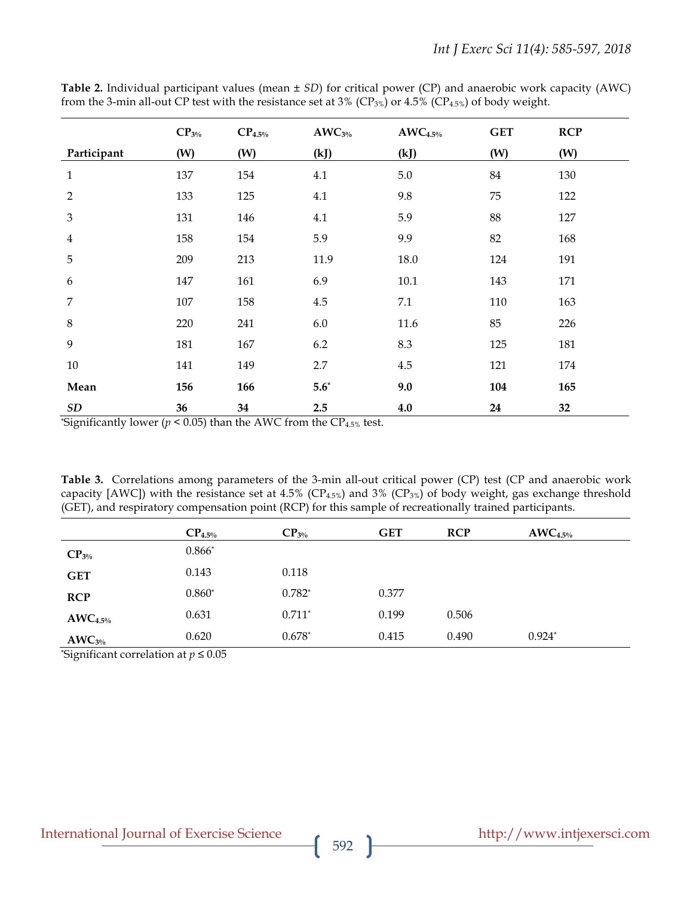**Table 2.** Individual participant values (mean ± *SD*) for critical power (CP) and anaerobic work capacity (AWC) from the 3-min all-out CP test with the resistance set at 3% ($CP_{3\%}$) or 4.5% ($CP_{4.5\%}$) of body weight.

| Participant | $CP_{3\%}$ (W) | $CP_{4.5\%}$ (W) | $AWC_{3\%}$ (kJ) | $AWC_{4.5\%}$ (kJ) | GET (W) | RCP (W) |
|---|---|---|---|---|---|---|
| 1 | 137 | 154 | 4.1 | 5.0 | 84 | 130 |
| 2 | 133 | 125 | 4.1 | 9.8 | 75 | 122 |
| 3 | 131 | 146 | 4.1 | 5.9 | 88 | 127 |
| 4 | 158 | 154 | 5.9 | 9.9 | 82 | 168 |
| 5 | 209 | 213 | 11.9 | 18.0 | 124 | 191 |
| 6 | 147 | 161 | 6.9 | 10.1 | 143 | 171 |
| 7 | 107 | 158 | 4.5 | 7.1 | 110 | 163 |
| 8 | 220 | 241 | 6.0 | 11.6 | 85 | 226 |
| 9 | 181 | 167 | 6.2 | 8.3 | 125 | 181 |
| 10 | 141 | 149 | 2.7 | 4.5 | 121 | 174 |
| **Mean** | **156** | **166** | **5.6*** | **9.0** | **104** | **165** |
| ***SD*** | **36** | **34** | **2.5** | **4.0** | **24** | **32** |

*Significantly lower ($p < 0.05$) than the AWC from the $CP_{4.5\%}$ test.

**Table 3.** Correlations among parameters of the 3-min all-out critical power (CP) test (CP and anaerobic work capacity [AWC]) with the resistance set at 4.5% ($CP_{4.5\%}$) and 3% ($CP_{3\%}$) of body weight, gas exchange threshold (GET), and respiratory compensation point (RCP) for this sample of recreationally trained participants.

| | $CP_{4.5\%}$ | $CP_{3\%}$ | GET | RCP | $AWC_{4.5\%}$ |
|---|---|---|---|---|---|
| $CP_{3\%}$ | 0.866* | | | | |
| GET | 0.143 | 0.118 | | | |
| RCP | 0.860* | 0.782* | 0.377 | | |
| $AWC_{4.5\%}$ | 0.631 | 0.711* | 0.199 | 0.506 | |
| $AWC_{3\%}$ | 0.620 | 0.678* | 0.415 | 0.490 | 0.924* |

*Significant correlation at $p \leq 0.05$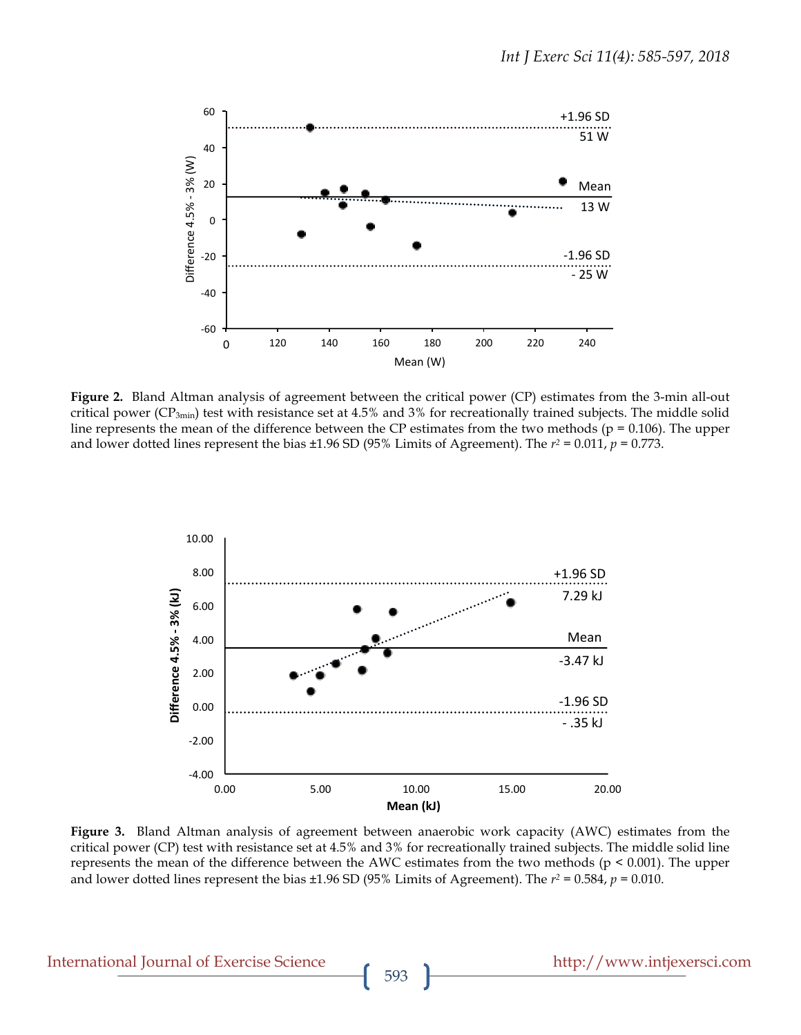**Figure 2.** Bland Altman analysis of agreement between the critical power (CP) estimates from the 3-min all-out critical power ($CP_{3min}$) test with resistance set at 4.5% and 3% for recreationally trained subjects. The middle solid line represents the mean of the difference between the CP estimates from the two methods (p = 0.106). The upper and lower dotted lines represent the bias ±1.96 SD (95% Limits of Agreement). The $r^2 = 0.011$, $p = 0.773$.

**Figure 3.** Bland Altman analysis of agreement between anaerobic work capacity (AWC) estimates from the critical power (CP) test with resistance set at 4.5% and 3% for recreationally trained subjects. The middle solid line represents the mean of the difference between the AWC estimates from the two methods (p < 0.001). The upper and lower dotted lines represent the bias ±1.96 SD (95% Limits of Agreement). The $r^2 = 0.584$, $p = 0.010$.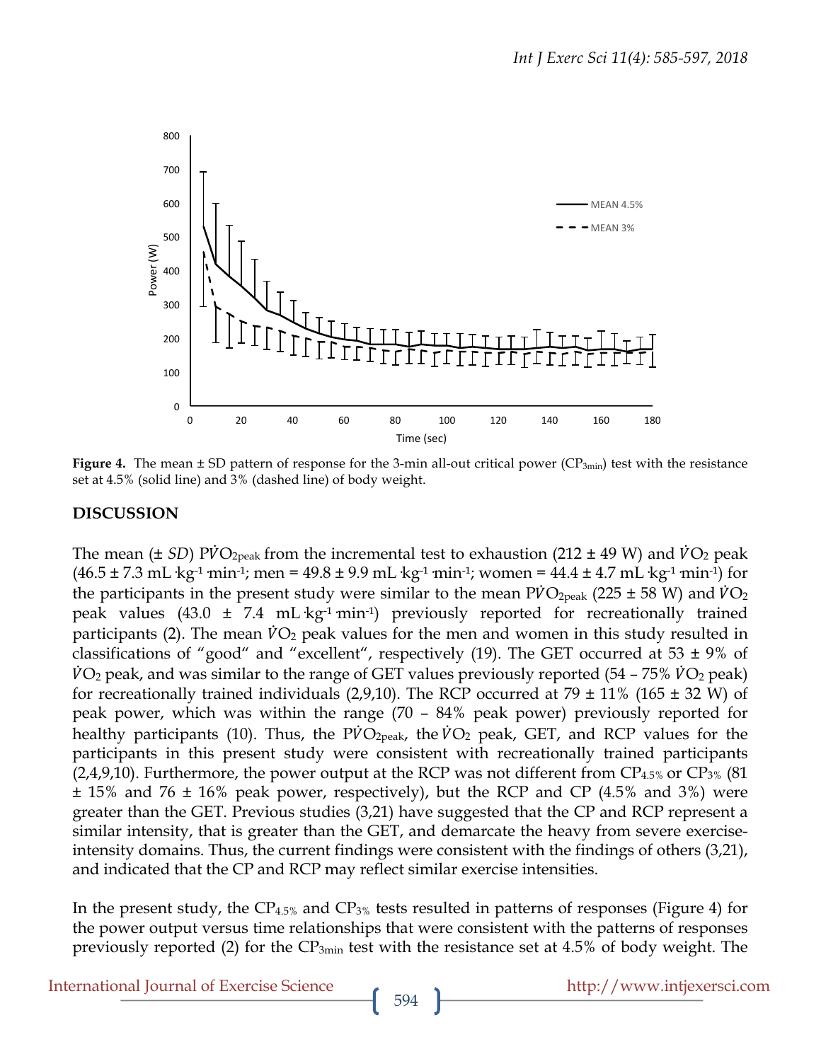**Figure 4.** The mean ± SD pattern of response for the 3-min all-out critical power ($CP_{3min}$) test with the resistance set at 4.5% (solid line) and 3% (dashed line) of body weight.

## DISCUSSION

The mean (± *SD*) $P\dot{V}O_{2peak}$ from the incremental test to exhaustion (212 ± 49 W) and $\dot{V}O_2$ peak (46.5 ± 7.3 mL·kg$^{-1}$·min$^{-1}$; men = 49.8 ± 9.9 mL·kg$^{-1}$·min$^{-1}$; women = 44.4 ± 4.7 mL·kg$^{-1}$·min$^{-1}$) for the participants in the present study were similar to the mean $P\dot{V}O_{2peak}$ (225 ± 58 W) and $\dot{V}O_2$ peak values (43.0 ± 7.4 mL·kg$^{-1}$·min$^{-1}$) previously reported for recreationally trained participants (2). The mean $\dot{V}O_2$ peak values for the men and women in this study resulted in classifications of "good" and "excellent", respectively (19). The GET occurred at 53 ± 9% of $\dot{V}O_2$ peak, and was similar to the range of GET values previously reported (54 – 75% $\dot{V}O_2$ peak) for recreationally trained individuals (2,9,10). The RCP occurred at 79 ± 11% (165 ± 32 W) of peak power, which was within the range (70 – 84% peak power) previously reported for healthy participants (10). Thus, the $P\dot{V}O_{2peak}$, the $\dot{V}O_2$ peak, GET, and RCP values for the participants in this present study were consistent with recreationally trained participants (2,4,9,10). Furthermore, the power output at the RCP was not different from $CP_{4.5\%}$ or $CP_{3\%}$ (81 ± 15% and 76 ± 16% peak power, respectively), but the RCP and CP (4.5% and 3%) were greater than the GET. Previous studies (3,21) have suggested that the CP and RCP represent a similar intensity, that is greater than the GET, and demarcate the heavy from severe exercise-intensity domains. Thus, the current findings were consistent with the findings of others (3,21), and indicated that the CP and RCP may reflect similar exercise intensities.

In the present study, the $CP_{4.5\%}$ and $CP_{3\%}$ tests resulted in patterns of responses (Figure 4) for the power output versus time relationships that were consistent with the patterns of responses previously reported (2) for the $CP_{3min}$ test with the resistance set at 4.5% of body weight. The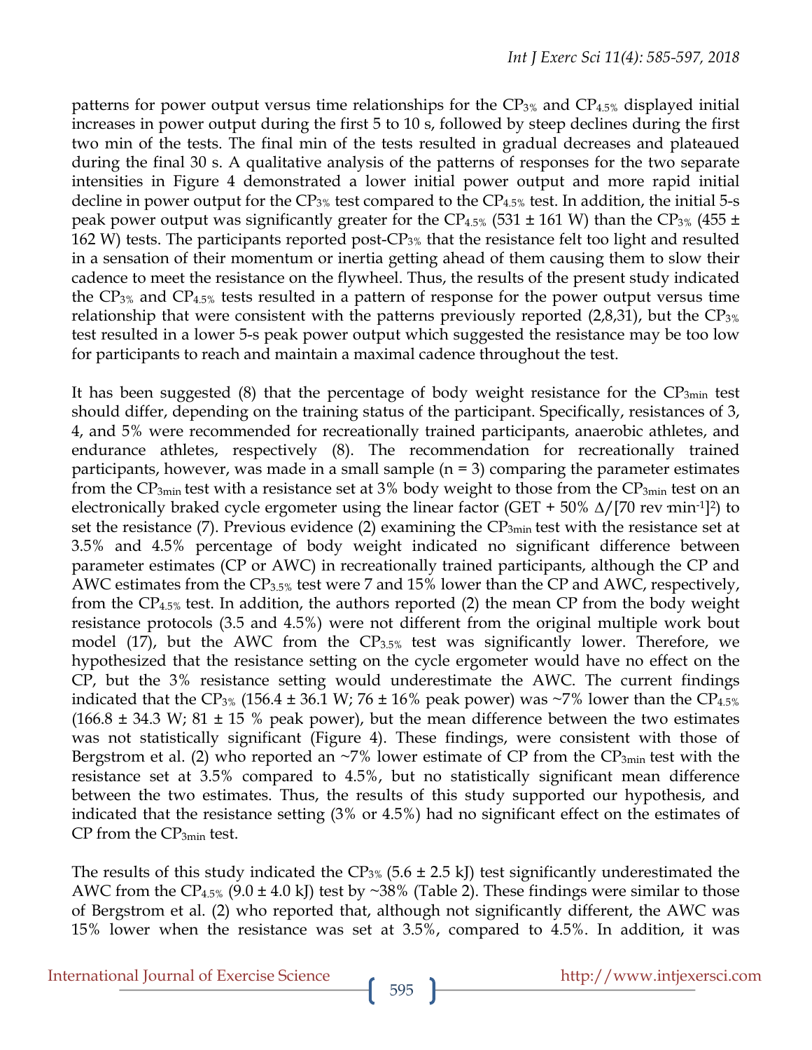patterns for power output versus time relationships for the $CP_{3\%}$ and $CP_{4.5\%}$ displayed initial increases in power output during the first 5 to 10 s, followed by steep declines during the first two min of the tests. The final min of the tests resulted in gradual decreases and plateaued during the final 30 s. A qualitative analysis of the patterns of responses for the two separate intensities in Figure 4 demonstrated a lower initial power output and more rapid initial decline in power output for the $CP_{3\%}$ test compared to the $CP_{4.5\%}$ test. In addition, the initial 5-s peak power output was significantly greater for the $CP_{4.5\%}$ (531 ± 161 W) than the $CP_{3\%}$ (455 ± 162 W) tests. The participants reported post-$CP_{3\%}$ that the resistance felt too light and resulted in a sensation of their momentum or inertia getting ahead of them causing them to slow their cadence to meet the resistance on the flywheel. Thus, the results of the present study indicated the $CP_{3\%}$ and $CP_{4.5\%}$ tests resulted in a pattern of response for the power output versus time relationship that were consistent with the patterns previously reported (2,8,31), but the $CP_{3\%}$ test resulted in a lower 5-s peak power output which suggested the resistance may be too low for participants to reach and maintain a maximal cadence throughout the test.

It has been suggested (8) that the percentage of body weight resistance for the $CP_{3min}$ test should differ, depending on the training status of the participant. Specifically, resistances of 3, 4, and 5% were recommended for recreationally trained participants, anaerobic athletes, and endurance athletes, respectively (8). The recommendation for recreationally trained participants, however, was made in a small sample (n = 3) comparing the parameter estimates from the $CP_{3min}$ test with a resistance set at 3% body weight to those from the $CP_{3min}$ test on an electronically braked cycle ergometer using the linear factor (GET + 50% $\Delta/[70 \text{ rev} \cdot \text{min}^{-1}]^2$) to set the resistance (7). Previous evidence (2) examining the $CP_{3min}$ test with the resistance set at 3.5% and 4.5% percentage of body weight indicated no significant difference between parameter estimates (CP or AWC) in recreationally trained participants, although the CP and AWC estimates from the $CP_{3.5\%}$ test were 7 and 15% lower than the CP and AWC, respectively, from the $CP_{4.5\%}$ test. In addition, the authors reported (2) the mean CP from the body weight resistance protocols (3.5 and 4.5%) were not different from the original multiple work bout model (17), but the AWC from the $CP_{3.5\%}$ test was significantly lower. Therefore, we hypothesized that the resistance setting on the cycle ergometer would have no effect on the CP, but the 3% resistance setting would underestimate the AWC. The current findings indicated that the $CP_{3\%}$ (156.4 ± 36.1 W; 76 ± 16% peak power) was ~7% lower than the $CP_{4.5\%}$ (166.8 ± 34.3 W; 81 ± 15 % peak power), but the mean difference between the two estimates was not statistically significant (Figure 4). These findings, were consistent with those of Bergstrom et al. (2) who reported an ~7% lower estimate of CP from the $CP_{3min}$ test with the resistance set at 3.5% compared to 4.5%, but no statistically significant mean difference between the two estimates. Thus, the results of this study supported our hypothesis, and indicated that the resistance setting (3% or 4.5%) had no significant effect on the estimates of CP from the $CP_{3min}$ test.

The results of this study indicated the $CP_{3\%}$ (5.6 ± 2.5 kJ) test significantly underestimated the AWC from the $CP_{4.5\%}$ (9.0 ± 4.0 kJ) test by ~38% (Table 2). These findings were similar to those of Bergstrom et al. (2) who reported that, although not significantly different, the AWC was 15% lower when the resistance was set at 3.5%, compared to 4.5%. In addition, it was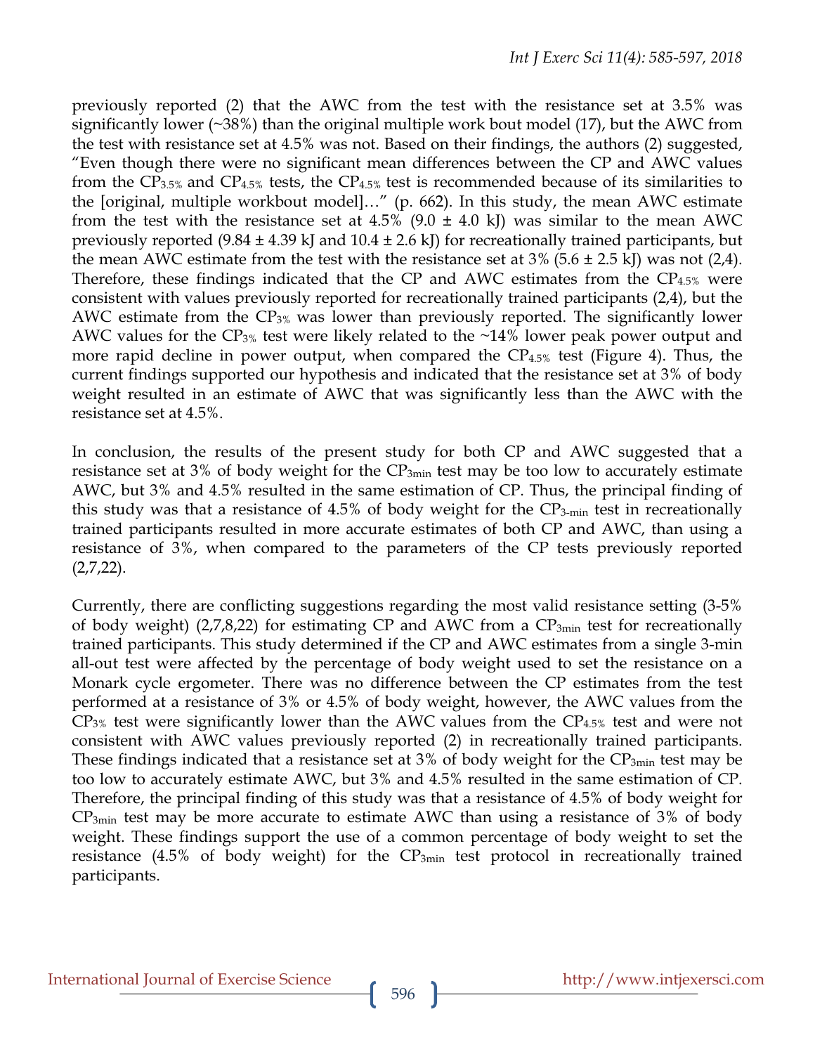previously reported (2) that the AWC from the test with the resistance set at 3.5% was significantly lower (~38%) than the original multiple work bout model (17), but the AWC from the test with resistance set at 4.5% was not. Based on their findings, the authors (2) suggested, "Even though there were no significant mean differences between the CP and AWC values from the $CP_{3.5\%}$ and $CP_{4.5\%}$ tests, the $CP_{4.5\%}$ test is recommended because of its similarities to the [original, multiple workbout model]…" (p. 662). In this study, the mean AWC estimate from the test with the resistance set at 4.5% (9.0 ± 4.0 kJ) was similar to the mean AWC previously reported (9.84 ± 4.39 kJ and 10.4 ± 2.6 kJ) for recreationally trained participants, but the mean AWC estimate from the test with the resistance set at 3% (5.6 ± 2.5 kJ) was not (2,4). Therefore, these findings indicated that the CP and AWC estimates from the $CP_{4.5\%}$ were consistent with values previously reported for recreationally trained participants (2,4), but the AWC estimate from the $CP_{3\%}$ was lower than previously reported. The significantly lower AWC values for the $CP_{3\%}$ test were likely related to the ~14% lower peak power output and more rapid decline in power output, when compared the $CP_{4.5\%}$ test (Figure 4). Thus, the current findings supported our hypothesis and indicated that the resistance set at 3% of body weight resulted in an estimate of AWC that was significantly less than the AWC with the resistance set at 4.5%.

In conclusion, the results of the present study for both CP and AWC suggested that a resistance set at 3% of body weight for the $CP_{3min}$ test may be too low to accurately estimate AWC, but 3% and 4.5% resulted in the same estimation of CP. Thus, the principal finding of this study was that a resistance of 4.5% of body weight for the $CP_{3\text{-}min}$ test in recreationally trained participants resulted in more accurate estimates of both CP and AWC, than using a resistance of 3%, when compared to the parameters of the CP tests previously reported (2,7,22).

Currently, there are conflicting suggestions regarding the most valid resistance setting (3-5% of body weight) (2,7,8,22) for estimating CP and AWC from a $CP_{3min}$ test for recreationally trained participants. This study determined if the CP and AWC estimates from a single 3-min all-out test were affected by the percentage of body weight used to set the resistance on a Monark cycle ergometer. There was no difference between the CP estimates from the test performed at a resistance of 3% or 4.5% of body weight, however, the AWC values from the $CP_{3\%}$ test were significantly lower than the AWC values from the $CP_{4.5\%}$ test and were not consistent with AWC values previously reported (2) in recreationally trained participants. These findings indicated that a resistance set at 3% of body weight for the $CP_{3min}$ test may be too low to accurately estimate AWC, but 3% and 4.5% resulted in the same estimation of CP. Therefore, the principal finding of this study was that a resistance of 4.5% of body weight for $CP_{3min}$ test may be more accurate to estimate AWC than using a resistance of 3% of body weight. These findings support the use of a common percentage of body weight to set the resistance (4.5% of body weight) for the $CP_{3min}$ test protocol in recreationally trained participants.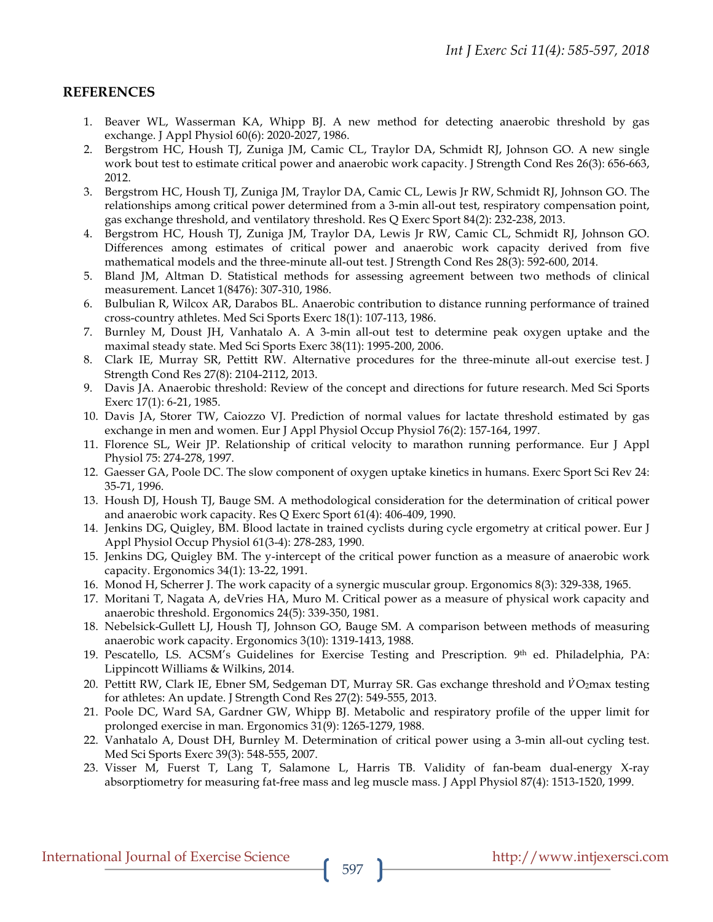## REFERENCES

1. Beaver WL, Wasserman KA, Whipp BJ. A new method for detecting anaerobic threshold by gas exchange. J Appl Physiol 60(6): 2020-2027, 1986.
2. Bergstrom HC, Housh TJ, Zuniga JM, Camic CL, Traylor DA, Schmidt RJ, Johnson GO. A new single work bout test to estimate critical power and anaerobic work capacity. J Strength Cond Res 26(3): 656-663, 2012.
3. Bergstrom HC, Housh TJ, Zuniga JM, Traylor DA, Camic CL, Lewis Jr RW, Schmidt RJ, Johnson GO. The relationships among critical power determined from a 3-min all-out test, respiratory compensation point, gas exchange threshold, and ventilatory threshold. Res Q Exerc Sport 84(2): 232-238, 2013.
4. Bergstrom HC, Housh TJ, Zuniga JM, Traylor DA, Lewis Jr RW, Camic CL, Schmidt RJ, Johnson GO. Differences among estimates of critical power and anaerobic work capacity derived from five mathematical models and the three-minute all-out test. J Strength Cond Res 28(3): 592-600, 2014.
5. Bland JM, Altman D. Statistical methods for assessing agreement between two methods of clinical measurement. Lancet 1(8476): 307-310, 1986.
6. Bulbulian R, Wilcox AR, Darabos BL. Anaerobic contribution to distance running performance of trained cross-country athletes. Med Sci Sports Exerc 18(1): 107-113, 1986.
7. Burnley M, Doust JH, Vanhatalo A. A 3-min all-out test to determine peak oxygen uptake and the maximal steady state. Med Sci Sports Exerc 38(11): 1995-200, 2006.
8. Clark IE, Murray SR, Pettitt RW. Alternative procedures for the three-minute all-out exercise test. J Strength Cond Res 27(8): 2104-2112, 2013.
9. Davis JA. Anaerobic threshold: Review of the concept and directions for future research. Med Sci Sports Exerc 17(1): 6-21, 1985.
10. Davis JA, Storer TW, Caiozzo VJ. Prediction of normal values for lactate threshold estimated by gas exchange in men and women. Eur J Appl Physiol Occup Physiol 76(2): 157-164, 1997.
11. Florence SL, Weir JP. Relationship of critical velocity to marathon running performance. Eur J Appl Physiol 75: 274-278, 1997.
12. Gaesser GA, Poole DC. The slow component of oxygen uptake kinetics in humans. Exerc Sport Sci Rev 24: 35-71, 1996.
13. Housh DJ, Housh TJ, Bauge SM. A methodological consideration for the determination of critical power and anaerobic work capacity. Res Q Exerc Sport 61(4): 406-409, 1990.
14. Jenkins DG, Quigley, BM. Blood lactate in trained cyclists during cycle ergometry at critical power. Eur J Appl Physiol Occup Physiol 61(3-4): 278-283, 1990.
15. Jenkins DG, Quigley BM. The y-intercept of the critical power function as a measure of anaerobic work capacity. Ergonomics 34(1): 13-22, 1991.
16. Monod H, Scherrer J. The work capacity of a synergic muscular group. Ergonomics 8(3): 329-338, 1965.
17. Moritani T, Nagata A, deVries HA, Muro M. Critical power as a measure of physical work capacity and anaerobic threshold. Ergonomics 24(5): 339-350, 1981.
18. Nebelsick-Gullett LJ, Housh TJ, Johnson GO, Bauge SM. A comparison between methods of measuring anaerobic work capacity. Ergonomics 3(10): 1319-1413, 1988.
19. Pescatello, LS. ACSM's Guidelines for Exercise Testing and Prescription. 9th ed. Philadelphia, PA: Lippincott Williams & Wilkins, 2014.
20. Pettitt RW, Clark IE, Ebner SM, Sedgeman DT, Murray SR. Gas exchange threshold and $\dot{V}O_2$max testing for athletes: An update. J Strength Cond Res 27(2): 549-555, 2013.
21. Poole DC, Ward SA, Gardner GW, Whipp BJ. Metabolic and respiratory profile of the upper limit for prolonged exercise in man. Ergonomics 31(9): 1265-1279, 1988.
22. Vanhatalo A, Doust DH, Burnley M. Determination of critical power using a 3-min all-out cycling test. Med Sci Sports Exerc 39(3): 548-555, 2007.
23. Visser M, Fuerst T, Lang T, Salamone L, Harris TB. Validity of fan-beam dual-energy X-ray absorptiometry for measuring fat-free mass and leg muscle mass. J Appl Physiol 87(4): 1513-1520, 1999.